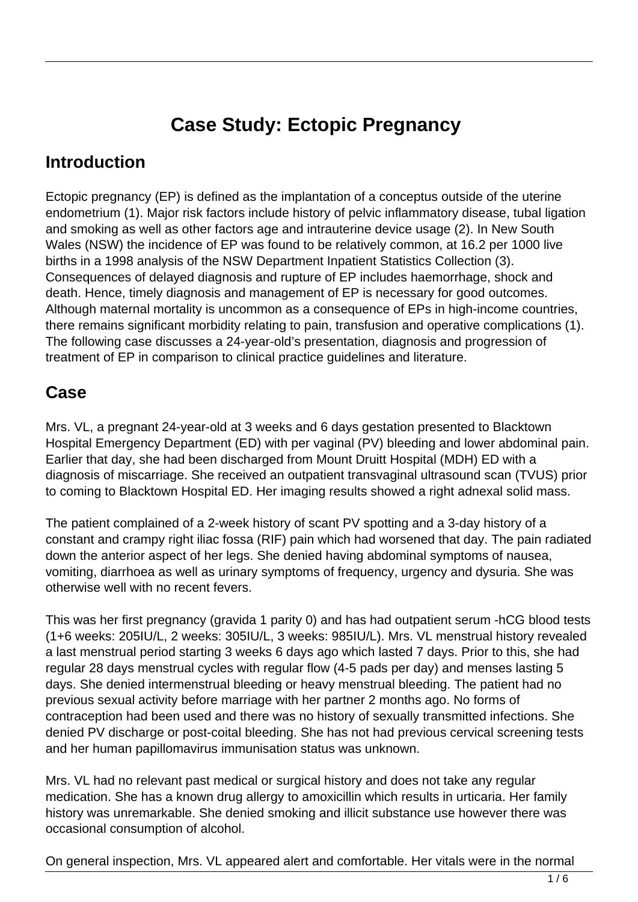# Case Study: Ectopic Pregnancy

## Introduction

Ectopic pregnancy (EP) is defined as the implantation of a conceptus outside of the uterine endometrium (1). Major risk factors include history of pelvic inflammatory disease, tubal ligation and smoking as well as other factors age and intrauterine device usage (2). In New South Wales (NSW) the incidence of EP was found to be relatively common, at 16.2 per 1000 live births in a 1998 analysis of the NSW Department Inpatient Statistics Collection (3). Consequences of delayed diagnosis and rupture of EP includes haemorrhage, shock and death. Hence, timely diagnosis and management of EP is necessary for good outcomes. Although maternal mortality is uncommon as a consequence of EPs in high-income countries, there remains significant morbidity relating to pain, transfusion and operative complications (1). The following case discusses a 24-year-old's presentation, diagnosis and progression of treatment of EP in comparison to clinical practice guidelines and literature.

## Case

Mrs. VL, a pregnant 24-year-old at 3 weeks and 6 days gestation presented to Blacktown Hospital Emergency Department (ED) with per vaginal (PV) bleeding and lower abdominal pain. Earlier that day, she had been discharged from Mount Druitt Hospital (MDH) ED with a diagnosis of miscarriage. She received an outpatient transvaginal ultrasound scan (TVUS) prior to coming to Blacktown Hospital ED. Her imaging results showed a right adnexal solid mass.

The patient complained of a 2-week history of scant PV spotting and a 3-day history of a constant and crampy right iliac fossa (RIF) pain which had worsened that day. The pain radiated down the anterior aspect of her legs. She denied having abdominal symptoms of nausea, vomiting, diarrhoea as well as urinary symptoms of frequency, urgency and dysuria. She was otherwise well with no recent fevers.

This was her first pregnancy (gravida 1 parity 0) and has had outpatient serum -hCG blood tests (1+6 weeks: 205IU/L, 2 weeks: 305IU/L, 3 weeks: 985IU/L). Mrs. VL menstrual history revealed a last menstrual period starting 3 weeks 6 days ago which lasted 7 days. Prior to this, she had regular 28 days menstrual cycles with regular flow (4-5 pads per day) and menses lasting 5 days. She denied intermenstrual bleeding or heavy menstrual bleeding. The patient had no previous sexual activity before marriage with her partner 2 months ago. No forms of contraception had been used and there was no history of sexually transmitted infections. She denied PV discharge or post-coital bleeding. She has not had previous cervical screening tests and her human papillomavirus immunisation status was unknown.

Mrs. VL had no relevant past medical or surgical history and does not take any regular medication. She has a known drug allergy to amoxicillin which results in urticaria. Her family history was unremarkable. She denied smoking and illicit substance use however there was occasional consumption of alcohol.

On general inspection, Mrs. VL appeared alert and comfortable. Her vitals were in the normal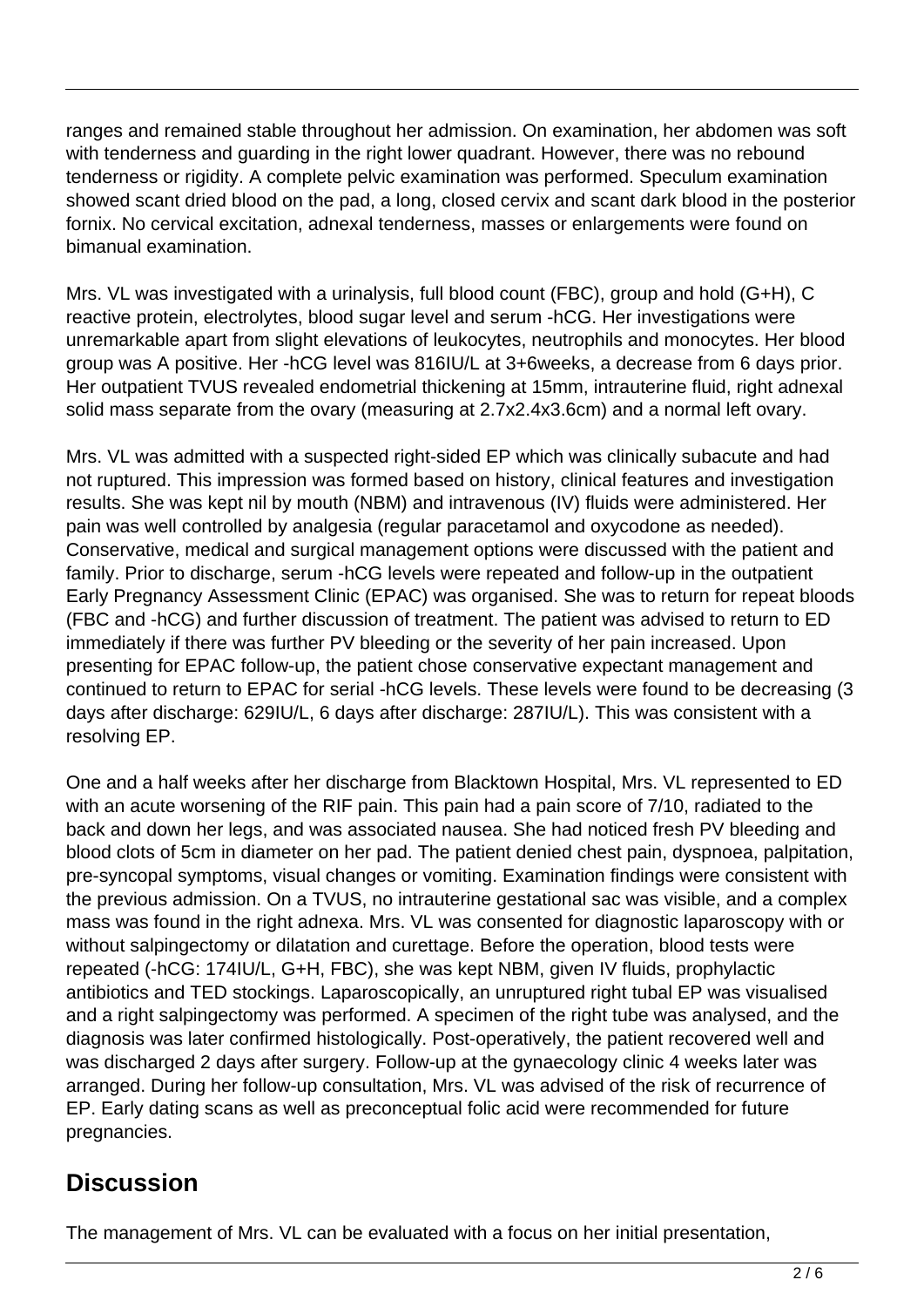ranges and remained stable throughout her admission. On examination, her abdomen was soft with tenderness and guarding in the right lower quadrant. However, there was no rebound tenderness or rigidity. A complete pelvic examination was performed. Speculum examination showed scant dried blood on the pad, a long, closed cervix and scant dark blood in the posterior fornix. No cervical excitation, adnexal tenderness, masses or enlargements were found on bimanual examination.

Mrs. VL was investigated with a urinalysis, full blood count (FBC), group and hold (G+H), C reactive protein, electrolytes, blood sugar level and serum -hCG. Her investigations were unremarkable apart from slight elevations of leukocytes, neutrophils and monocytes. Her blood group was A positive. Her -hCG level was 816IU/L at 3+6weeks, a decrease from 6 days prior. Her outpatient TVUS revealed endometrial thickening at 15mm, intrauterine fluid, right adnexal solid mass separate from the ovary (measuring at 2.7x2.4x3.6cm) and a normal left ovary.

Mrs. VL was admitted with a suspected right-sided EP which was clinically subacute and had not ruptured. This impression was formed based on history, clinical features and investigation results. She was kept nil by mouth (NBM) and intravenous (IV) fluids were administered. Her pain was well controlled by analgesia (regular paracetamol and oxycodone as needed). Conservative, medical and surgical management options were discussed with the patient and family. Prior to discharge, serum -hCG levels were repeated and follow-up in the outpatient Early Pregnancy Assessment Clinic (EPAC) was organised. She was to return for repeat bloods (FBC and -hCG) and further discussion of treatment. The patient was advised to return to ED immediately if there was further PV bleeding or the severity of her pain increased. Upon presenting for EPAC follow-up, the patient chose conservative expectant management and continued to return to EPAC for serial -hCG levels. These levels were found to be decreasing (3 days after discharge: 629IU/L, 6 days after discharge: 287IU/L). This was consistent with a resolving EP.

One and a half weeks after her discharge from Blacktown Hospital, Mrs. VL represented to ED with an acute worsening of the RIF pain. This pain had a pain score of 7/10, radiated to the back and down her legs, and was associated nausea. She had noticed fresh PV bleeding and blood clots of 5cm in diameter on her pad. The patient denied chest pain, dyspnoea, palpitation, pre-syncopal symptoms, visual changes or vomiting. Examination findings were consistent with the previous admission. On a TVUS, no intrauterine gestational sac was visible, and a complex mass was found in the right adnexa. Mrs. VL was consented for diagnostic laparoscopy with or without salpingectomy or dilatation and curettage. Before the operation, blood tests were repeated (-hCG: 174IU/L, G+H, FBC), she was kept NBM, given IV fluids, prophylactic antibiotics and TED stockings. Laparoscopically, an unruptured right tubal EP was visualised and a right salpingectomy was performed. A specimen of the right tube was analysed, and the diagnosis was later confirmed histologically. Post-operatively, the patient recovered well and was discharged 2 days after surgery. Follow-up at the gynaecology clinic 4 weeks later was arranged. During her follow-up consultation, Mrs. VL was advised of the risk of recurrence of EP. Early dating scans as well as preconceptual folic acid were recommended for future pregnancies.

## Discussion

The management of Mrs. VL can be evaluated with a focus on her initial presentation,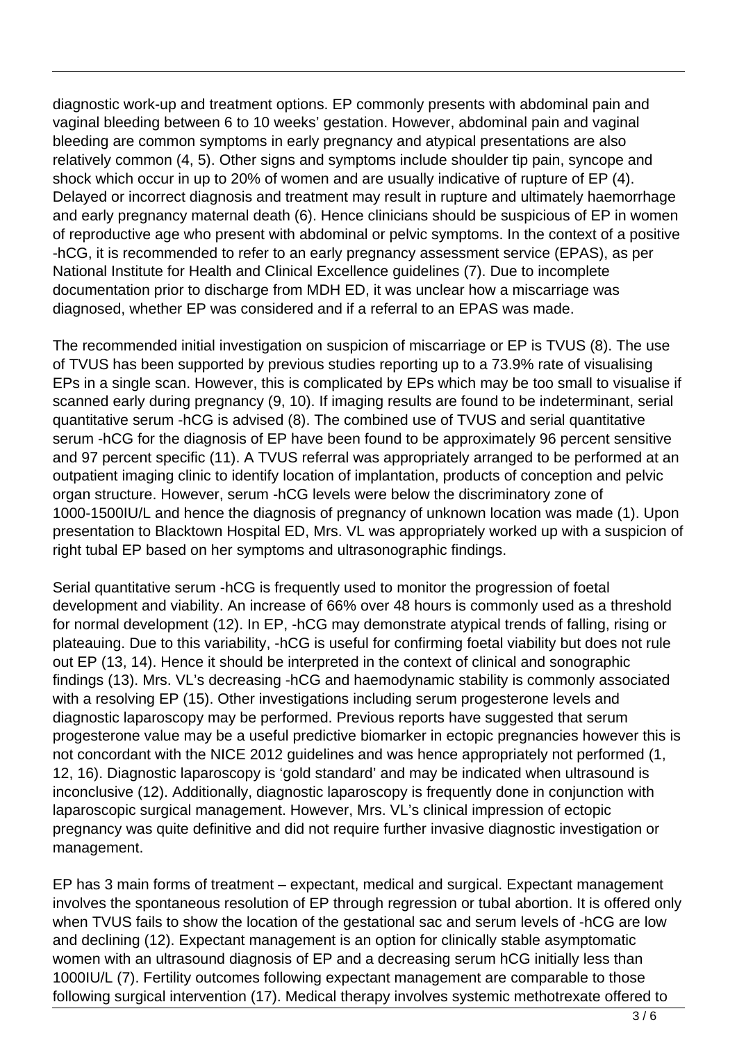diagnostic work-up and treatment options. EP commonly presents with abdominal pain and vaginal bleeding between 6 to 10 weeks' gestation. However, abdominal pain and vaginal bleeding are common symptoms in early pregnancy and atypical presentations are also relatively common (4, 5). Other signs and symptoms include shoulder tip pain, syncope and shock which occur in up to 20% of women and are usually indicative of rupture of EP (4). Delayed or incorrect diagnosis and treatment may result in rupture and ultimately haemorrhage and early pregnancy maternal death (6). Hence clinicians should be suspicious of EP in women of reproductive age who present with abdominal or pelvic symptoms. In the context of a positive -hCG, it is recommended to refer to an early pregnancy assessment service (EPAS), as per National Institute for Health and Clinical Excellence guidelines (7). Due to incomplete documentation prior to discharge from MDH ED, it was unclear how a miscarriage was diagnosed, whether EP was considered and if a referral to an EPAS was made.

The recommended initial investigation on suspicion of miscarriage or EP is TVUS (8). The use of TVUS has been supported by previous studies reporting up to a 73.9% rate of visualising EPs in a single scan. However, this is complicated by EPs which may be too small to visualise if scanned early during pregnancy (9, 10). If imaging results are found to be indeterminant, serial quantitative serum -hCG is advised (8). The combined use of TVUS and serial quantitative serum -hCG for the diagnosis of EP have been found to be approximately 96 percent sensitive and 97 percent specific (11). A TVUS referral was appropriately arranged to be performed at an outpatient imaging clinic to identify location of implantation, products of conception and pelvic organ structure. However, serum -hCG levels were below the discriminatory zone of 1000-1500IU/L and hence the diagnosis of pregnancy of unknown location was made (1). Upon presentation to Blacktown Hospital ED, Mrs. VL was appropriately worked up with a suspicion of right tubal EP based on her symptoms and ultrasonographic findings.

Serial quantitative serum -hCG is frequently used to monitor the progression of foetal development and viability. An increase of 66% over 48 hours is commonly used as a threshold for normal development (12). In EP, -hCG may demonstrate atypical trends of falling, rising or plateauing. Due to this variability, -hCG is useful for confirming foetal viability but does not rule out EP (13, 14). Hence it should be interpreted in the context of clinical and sonographic findings (13). Mrs. VL's decreasing -hCG and haemodynamic stability is commonly associated with a resolving EP (15). Other investigations including serum progesterone levels and diagnostic laparoscopy may be performed. Previous reports have suggested that serum progesterone value may be a useful predictive biomarker in ectopic pregnancies however this is not concordant with the NICE 2012 guidelines and was hence appropriately not performed (1, 12, 16). Diagnostic laparoscopy is 'gold standard' and may be indicated when ultrasound is inconclusive (12). Additionally, diagnostic laparoscopy is frequently done in conjunction with laparoscopic surgical management. However, Mrs. VL's clinical impression of ectopic pregnancy was quite definitive and did not require further invasive diagnostic investigation or management.

EP has 3 main forms of treatment – expectant, medical and surgical. Expectant management involves the spontaneous resolution of EP through regression or tubal abortion. It is offered only when TVUS fails to show the location of the gestational sac and serum levels of -hCG are low and declining (12). Expectant management is an option for clinically stable asymptomatic women with an ultrasound diagnosis of EP and a decreasing serum hCG initially less than 1000IU/L (7). Fertility outcomes following expectant management are comparable to those following surgical intervention (17). Medical therapy involves systemic methotrexate offered to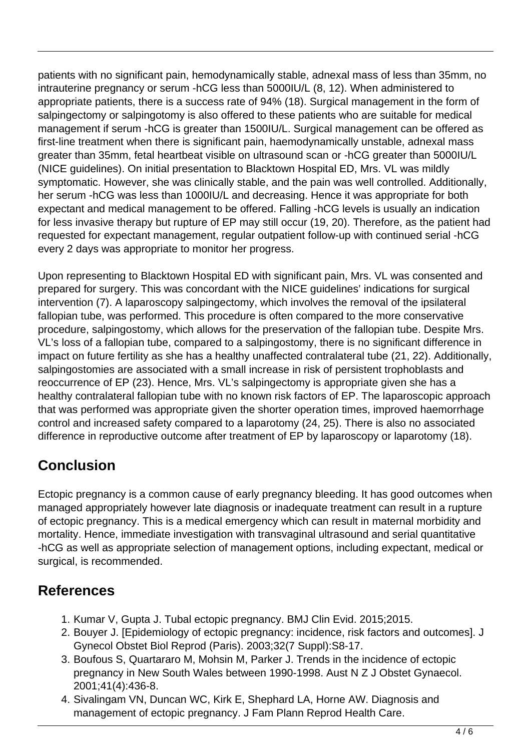patients with no significant pain, hemodynamically stable, adnexal mass of less than 35mm, no intrauterine pregnancy or serum -hCG less than 5000IU/L (8, 12). When administered to appropriate patients, there is a success rate of 94% (18). Surgical management in the form of salpingectomy or salpingotomy is also offered to these patients who are suitable for medical management if serum -hCG is greater than 1500IU/L. Surgical management can be offered as first-line treatment when there is significant pain, haemodynamically unstable, adnexal mass greater than 35mm, fetal heartbeat visible on ultrasound scan or -hCG greater than 5000IU/L (NICE guidelines). On initial presentation to Blacktown Hospital ED, Mrs. VL was mildly symptomatic. However, she was clinically stable, and the pain was well controlled. Additionally, her serum -hCG was less than 1000IU/L and decreasing. Hence it was appropriate for both expectant and medical management to be offered. Falling -hCG levels is usually an indication for less invasive therapy but rupture of EP may still occur (19, 20). Therefore, as the patient had requested for expectant management, regular outpatient follow-up with continued serial -hCG every 2 days was appropriate to monitor her progress.

Upon representing to Blacktown Hospital ED with significant pain, Mrs. VL was consented and prepared for surgery. This was concordant with the NICE guidelines' indications for surgical intervention (7). A laparoscopy salpingectomy, which involves the removal of the ipsilateral fallopian tube, was performed. This procedure is often compared to the more conservative procedure, salpingostomy, which allows for the preservation of the fallopian tube. Despite Mrs. VL's loss of a fallopian tube, compared to a salpingostomy, there is no significant difference in impact on future fertility as she has a healthy unaffected contralateral tube (21, 22). Additionally, salpingostomies are associated with a small increase in risk of persistent trophoblasts and reoccurrence of EP (23). Hence, Mrs. VL's salpingectomy is appropriate given she has a healthy contralateral fallopian tube with no known risk factors of EP. The laparoscopic approach that was performed was appropriate given the shorter operation times, improved haemorrhage control and increased safety compared to a laparotomy (24, 25). There is also no associated difference in reproductive outcome after treatment of EP by laparoscopy or laparotomy (18).

## Conclusion

Ectopic pregnancy is a common cause of early pregnancy bleeding. It has good outcomes when managed appropriately however late diagnosis or inadequate treatment can result in a rupture of ectopic pregnancy. This is a medical emergency which can result in maternal morbidity and mortality. Hence, immediate investigation with transvaginal ultrasound and serial quantitative -hCG as well as appropriate selection of management options, including expectant, medical or surgical, is recommended.

## References

1. Kumar V, Gupta J. Tubal ectopic pregnancy. BMJ Clin Evid. 2015;2015.
2. Bouyer J. [Epidemiology of ectopic pregnancy: incidence, risk factors and outcomes]. J Gynecol Obstet Biol Reprod (Paris). 2003;32(7 Suppl):S8-17.
3. Boufous S, Quartararo M, Mohsin M, Parker J. Trends in the incidence of ectopic pregnancy in New South Wales between 1990-1998. Aust N Z J Obstet Gynaecol. 2001;41(4):436-8.
4. Sivalingam VN, Duncan WC, Kirk E, Shephard LA, Horne AW. Diagnosis and management of ectopic pregnancy. J Fam Plann Reprod Health Care.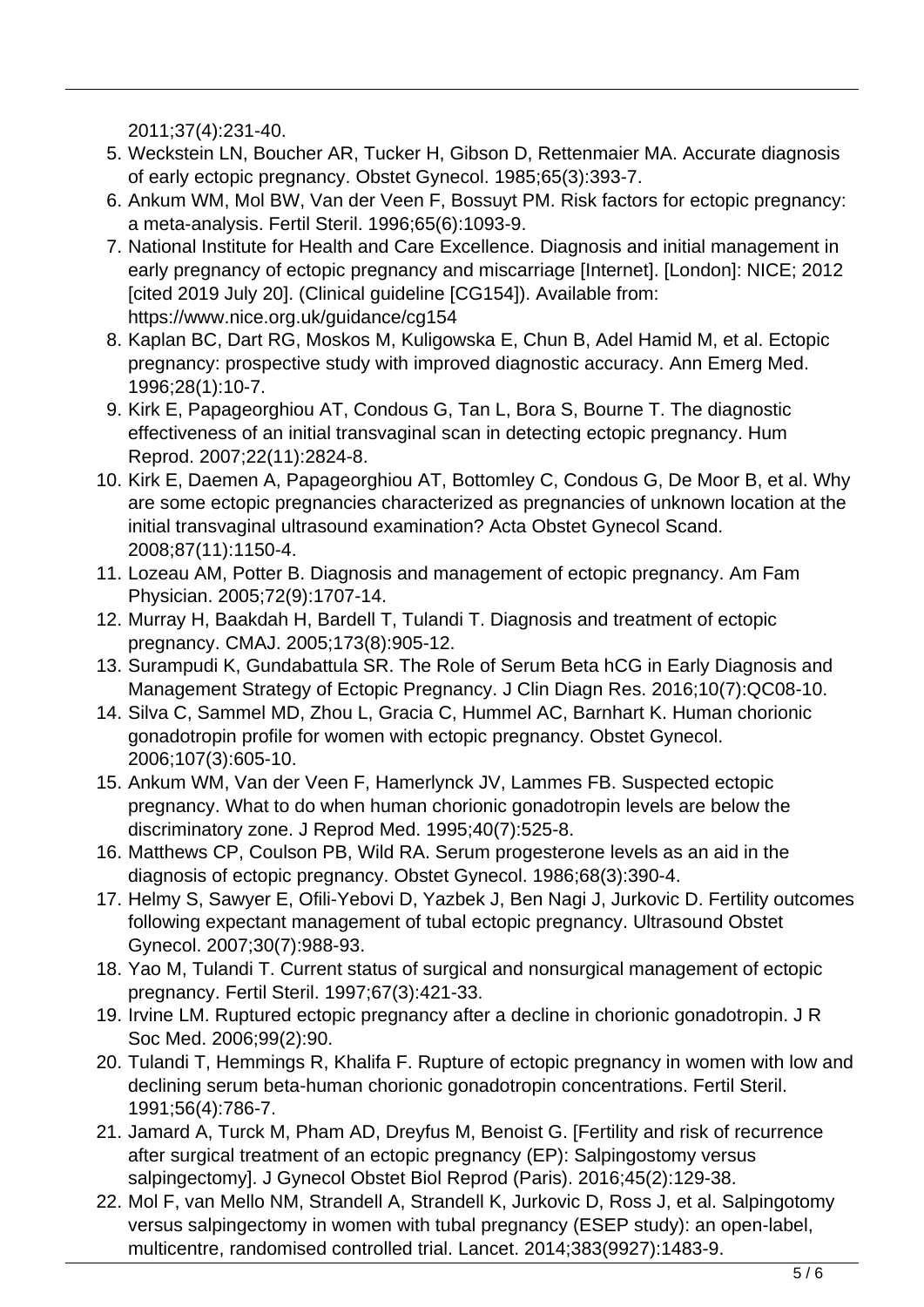2011;37(4):231-40.

5. Weckstein LN, Boucher AR, Tucker H, Gibson D, Rettenmaier MA. Accurate diagnosis of early ectopic pregnancy. Obstet Gynecol. 1985;65(3):393-7.
6. Ankum WM, Mol BW, Van der Veen F, Bossuyt PM. Risk factors for ectopic pregnancy: a meta-analysis. Fertil Steril. 1996;65(6):1093-9.
7. National Institute for Health and Care Excellence. Diagnosis and initial management in early pregnancy of ectopic pregnancy and miscarriage [Internet]. [London]: NICE; 2012 [cited 2019 July 20]. (Clinical guideline [CG154]). Available from: https://www.nice.org.uk/guidance/cg154
8. Kaplan BC, Dart RG, Moskos M, Kuligowska E, Chun B, Adel Hamid M, et al. Ectopic pregnancy: prospective study with improved diagnostic accuracy. Ann Emerg Med. 1996;28(1):10-7.
9. Kirk E, Papageorghiou AT, Condous G, Tan L, Bora S, Bourne T. The diagnostic effectiveness of an initial transvaginal scan in detecting ectopic pregnancy. Hum Reprod. 2007;22(11):2824-8.
10. Kirk E, Daemen A, Papageorghiou AT, Bottomley C, Condous G, De Moor B, et al. Why are some ectopic pregnancies characterized as pregnancies of unknown location at the initial transvaginal ultrasound examination? Acta Obstet Gynecol Scand. 2008;87(11):1150-4.
11. Lozeau AM, Potter B. Diagnosis and management of ectopic pregnancy. Am Fam Physician. 2005;72(9):1707-14.
12. Murray H, Baakdah H, Bardell T, Tulandi T. Diagnosis and treatment of ectopic pregnancy. CMAJ. 2005;173(8):905-12.
13. Surampudi K, Gundabattula SR. The Role of Serum Beta hCG in Early Diagnosis and Management Strategy of Ectopic Pregnancy. J Clin Diagn Res. 2016;10(7):QC08-10.
14. Silva C, Sammel MD, Zhou L, Gracia C, Hummel AC, Barnhart K. Human chorionic gonadotropin profile for women with ectopic pregnancy. Obstet Gynecol. 2006;107(3):605-10.
15. Ankum WM, Van der Veen F, Hamerlynck JV, Lammes FB. Suspected ectopic pregnancy. What to do when human chorionic gonadotropin levels are below the discriminatory zone. J Reprod Med. 1995;40(7):525-8.
16. Matthews CP, Coulson PB, Wild RA. Serum progesterone levels as an aid in the diagnosis of ectopic pregnancy. Obstet Gynecol. 1986;68(3):390-4.
17. Helmy S, Sawyer E, Ofili-Yebovi D, Yazbek J, Ben Nagi J, Jurkovic D. Fertility outcomes following expectant management of tubal ectopic pregnancy. Ultrasound Obstet Gynecol. 2007;30(7):988-93.
18. Yao M, Tulandi T. Current status of surgical and nonsurgical management of ectopic pregnancy. Fertil Steril. 1997;67(3):421-33.
19. Irvine LM. Ruptured ectopic pregnancy after a decline in chorionic gonadotropin. J R Soc Med. 2006;99(2):90.
20. Tulandi T, Hemmings R, Khalifa F. Rupture of ectopic pregnancy in women with low and declining serum beta-human chorionic gonadotropin concentrations. Fertil Steril. 1991;56(4):786-7.
21. Jamard A, Turck M, Pham AD, Dreyfus M, Benoist G. [Fertility and risk of recurrence after surgical treatment of an ectopic pregnancy (EP): Salpingostomy versus salpingectomy]. J Gynecol Obstet Biol Reprod (Paris). 2016;45(2):129-38.
22. Mol F, van Mello NM, Strandell A, Strandell K, Jurkovic D, Ross J, et al. Salpingotomy versus salpingectomy in women with tubal pregnancy (ESEP study): an open-label, multicentre, randomised controlled trial. Lancet. 2014;383(9927):1483-9.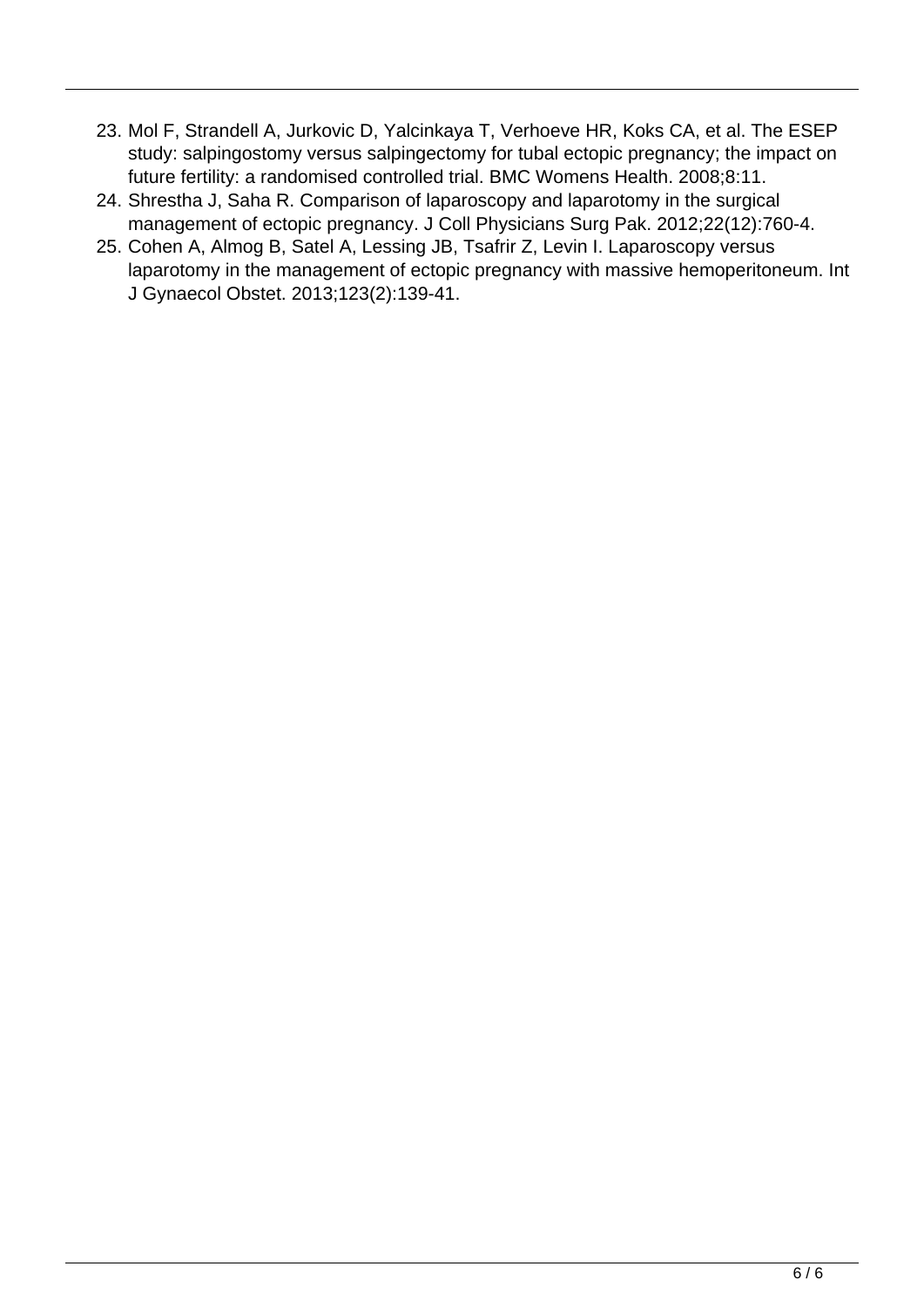23. Mol F, Strandell A, Jurkovic D, Yalcinkaya T, Verhoeve HR, Koks CA, et al. The ESEP study: salpingostomy versus salpingectomy for tubal ectopic pregnancy; the impact on future fertility: a randomised controlled trial. BMC Womens Health. 2008;8:11.
24. Shrestha J, Saha R. Comparison of laparoscopy and laparotomy in the surgical management of ectopic pregnancy. J Coll Physicians Surg Pak. 2012;22(12):760-4.
25. Cohen A, Almog B, Satel A, Lessing JB, Tsafrir Z, Levin I. Laparoscopy versus laparotomy in the management of ectopic pregnancy with massive hemoperitoneum. Int J Gynaecol Obstet. 2013;123(2):139-41.